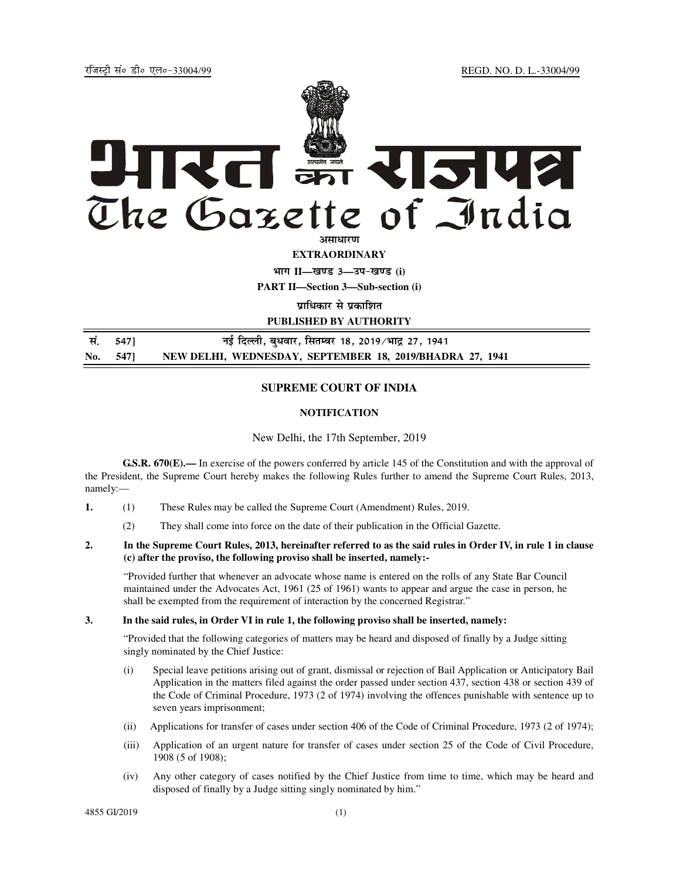रजिस्ट्री सं० डी० एल०-33004/99 REGD. NO. D. L.-33004/99

# भारत का राजपत्र
# The Gazette of India

असाधारण

**EXTRAORDINARY**

भाग II—खण्ड 3—उप-खण्ड (i)

**PART II—Section 3—Sub-section (i)**

प्राधिकार से प्रकाशित

**PUBLISHED BY AUTHORITY**

सं. 547] नई दिल्ली, बुधवार, सितम्बर 18, 2019/भाद्र 27, 1941

**No. 547] NEW DELHI, WEDNESDAY, SEPTEMBER 18, 2019/BHADRA 27, 1941**

## SUPREME COURT OF INDIA

### NOTIFICATION

New Delhi, the 17th September, 2019

**G.S.R. 670(E).—** In exercise of the powers conferred by article 145 of the Constitution and with the approval of the President, the Supreme Court hereby makes the following Rules further to amend the Supreme Court Rules, 2013, namely:—

**1.** (1) These Rules may be called the Supreme Court (Amendment) Rules, 2019.

(2) They shall come into force on the date of their publication in the Official Gazette.

**2. In the Supreme Court Rules, 2013, hereinafter referred to as the said rules in Order IV, in rule 1 in clause (c) after the proviso, the following proviso shall be inserted, namely:-**

"Provided further that whenever an advocate whose name is entered on the rolls of any State Bar Council maintained under the Advocates Act, 1961 (25 of 1961) wants to appear and argue the case in person, he shall be exempted from the requirement of interaction by the concerned Registrar."

**3. In the said rules, in Order VI in rule 1, the following proviso shall be inserted, namely:**

"Provided that the following categories of matters may be heard and disposed of finally by a Judge sitting singly nominated by the Chief Justice:

(i) Special leave petitions arising out of grant, dismissal or rejection of Bail Application or Anticipatory Bail Application in the matters filed against the order passed under section 437, section 438 or section 439 of the Code of Criminal Procedure, 1973 (2 of 1974) involving the offences punishable with sentence up to seven years imprisonment;

(ii) Applications for transfer of cases under section 406 of the Code of Criminal Procedure, 1973 (2 of 1974);

(iii) Application of an urgent nature for transfer of cases under section 25 of the Code of Civil Procedure, 1908 (5 of 1908);

(iv) Any other category of cases notified by the Chief Justice from time to time, which may be heard and disposed of finally by a Judge sitting singly nominated by him."

4855 GI/2019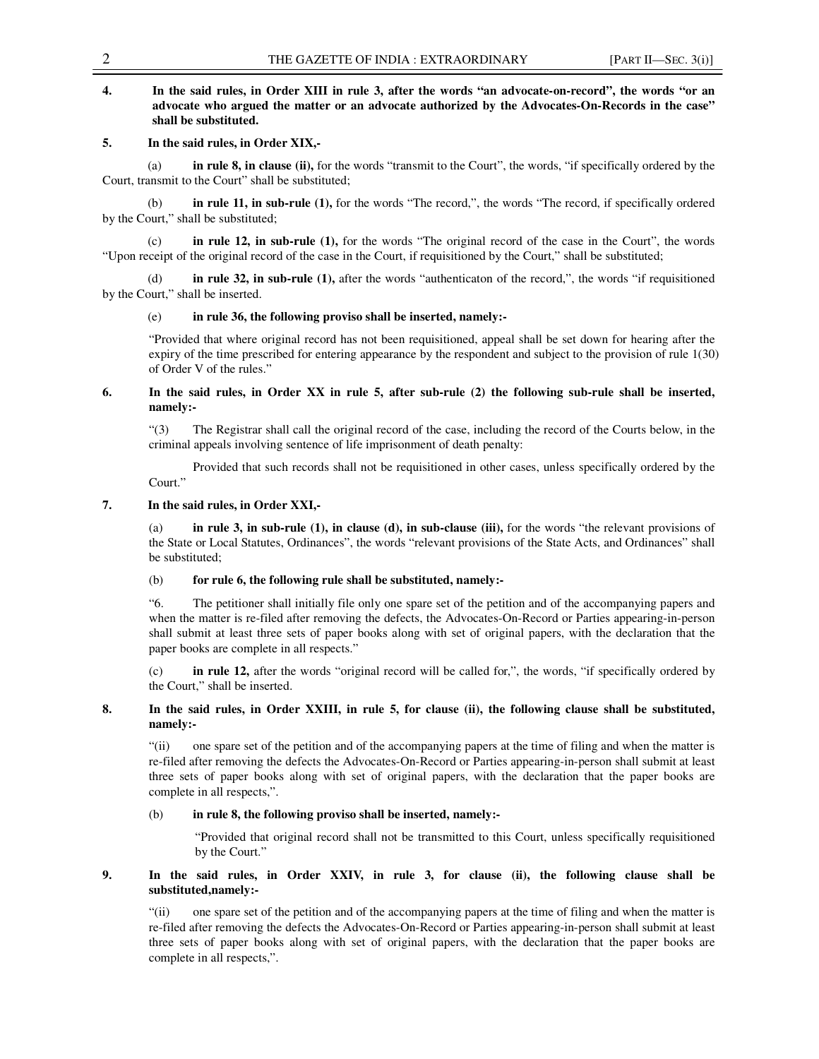**4. In the said rules, in Order XIII in rule 3, after the words "an advocate-on-record", the words "or an advocate who argued the matter or an advocate authorized by the Advocates-On-Records in the case" shall be substituted.**

**5. In the said rules, in Order XIX,-**

(a) **in rule 8, in clause (ii),** for the words "transmit to the Court", the words, "if specifically ordered by the Court, transmit to the Court" shall be substituted;

(b) **in rule 11, in sub-rule (1),** for the words "The record,", the words "The record, if specifically ordered by the Court," shall be substituted;

(c) **in rule 12, in sub-rule (1),** for the words "The original record of the case in the Court", the words "Upon receipt of the original record of the case in the Court, if requisitioned by the Court," shall be substituted;

(d) **in rule 32, in sub-rule (1),** after the words "authenticaton of the record,", the words "if requisitioned by the Court," shall be inserted.

(e) **in rule 36, the following proviso shall be inserted, namely:-**

"Provided that where original record has not been requisitioned, appeal shall be set down for hearing after the expiry of the time prescribed for entering appearance by the respondent and subject to the provision of rule 1(30) of Order V of the rules."

**6. In the said rules, in Order XX in rule 5, after sub-rule (2) the following sub-rule shall be inserted, namely:-**

"(3) The Registrar shall call the original record of the case, including the record of the Courts below, in the criminal appeals involving sentence of life imprisonment of death penalty:

Provided that such records shall not be requisitioned in other cases, unless specifically ordered by the Court."

**7. In the said rules, in Order XXI,-**

(a) **in rule 3, in sub-rule (1), in clause (d), in sub-clause (iii),** for the words "the relevant provisions of the State or Local Statutes, Ordinances", the words "relevant provisions of the State Acts, and Ordinances" shall be substituted;

(b) **for rule 6, the following rule shall be substituted, namely:-**

"6. The petitioner shall initially file only one spare set of the petition and of the accompanying papers and when the matter is re-filed after removing the defects, the Advocates-On-Record or Parties appearing-in-person shall submit at least three sets of paper books along with set of original papers, with the declaration that the paper books are complete in all respects."

(c) **in rule 12,** after the words "original record will be called for,", the words, "if specifically ordered by the Court," shall be inserted.

**8. In the said rules, in Order XXIII, in rule 5, for clause (ii), the following clause shall be substituted, namely:-**

"(ii) one spare set of the petition and of the accompanying papers at the time of filing and when the matter is re-filed after removing the defects the Advocates-On-Record or Parties appearing-in-person shall submit at least three sets of paper books along with set of original papers, with the declaration that the paper books are complete in all respects,".

(b) **in rule 8, the following proviso shall be inserted, namely:-**

"Provided that original record shall not be transmitted to this Court, unless specifically requisitioned by the Court."

**9. In the said rules, in Order XXIV, in rule 3, for clause (ii), the following clause shall be substituted,namely:-**

"(ii) one spare set of the petition and of the accompanying papers at the time of filing and when the matter is re-filed after removing the defects the Advocates-On-Record or Parties appearing-in-person shall submit at least three sets of paper books along with set of original papers, with the declaration that the paper books are complete in all respects,".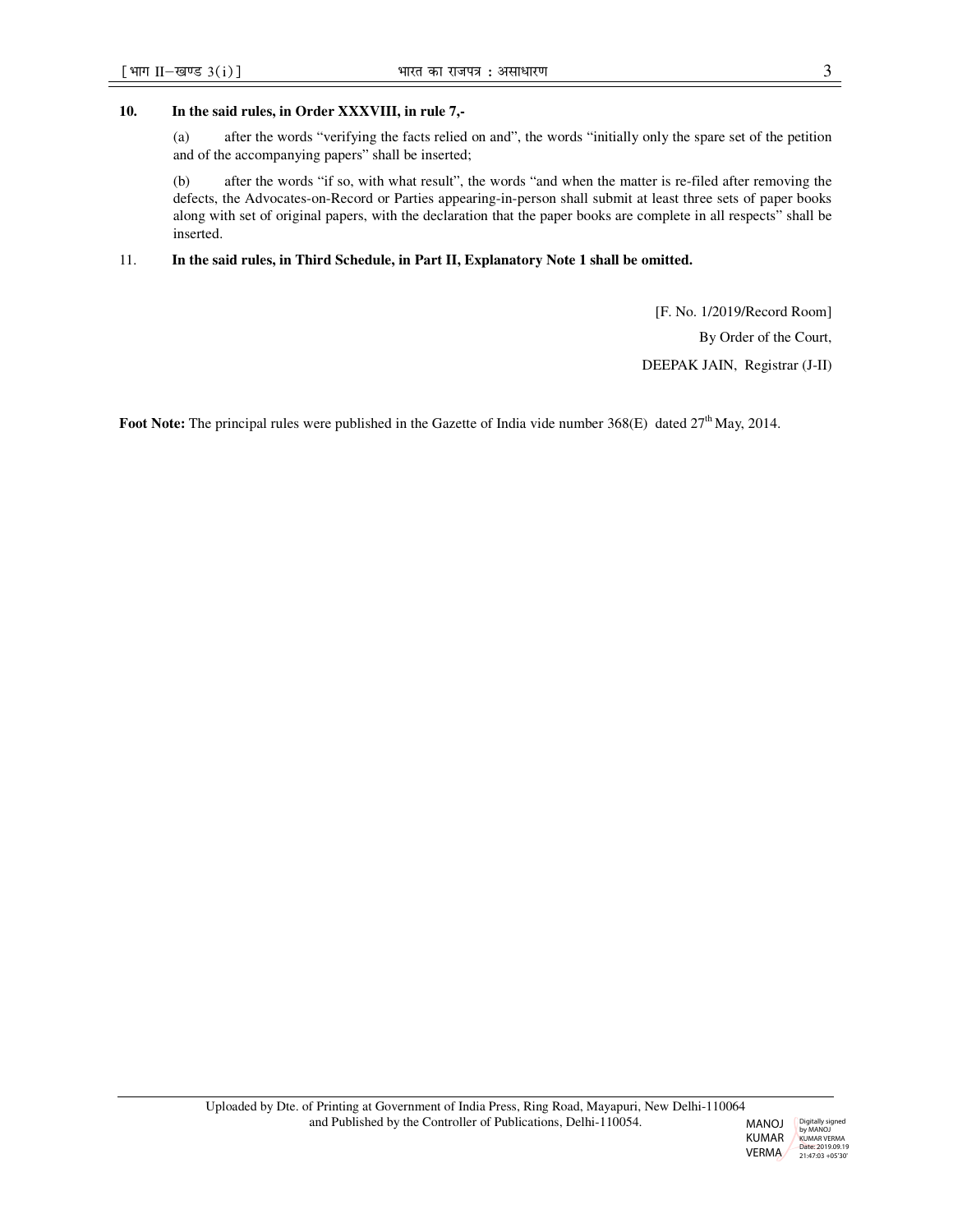**10. In the said rules, in Order XXXVIII, in rule 7,-**

(a) after the words "verifying the facts relied on and", the words "initially only the spare set of the petition and of the accompanying papers" shall be inserted;

(b) after the words "if so, with what result", the words "and when the matter is re-filed after removing the defects, the Advocates-on-Record or Parties appearing-in-person shall submit at least three sets of paper books along with set of original papers, with the declaration that the paper books are complete in all respects" shall be inserted.

11. **In the said rules, in Third Schedule, in Part II, Explanatory Note 1 shall be omitted.**

[F. No. 1/2019/Record Room]

By Order of the Court,

DEEPAK JAIN, Registrar (J-II)

**Foot Note:** The principal rules were published in the Gazette of India vide number 368(E) dated 27th May, 2014.

Uploaded by Dte. of Printing at Government of India Press, Ring Road, Mayapuri, New Delhi-110064 and Published by the Controller of Publications, Delhi-110054.

MANOJ KUMAR VERMA

Digitally signed by MANOJ KUMAR VERMA Date: 2019.09.19 21:47:03 +05'30'